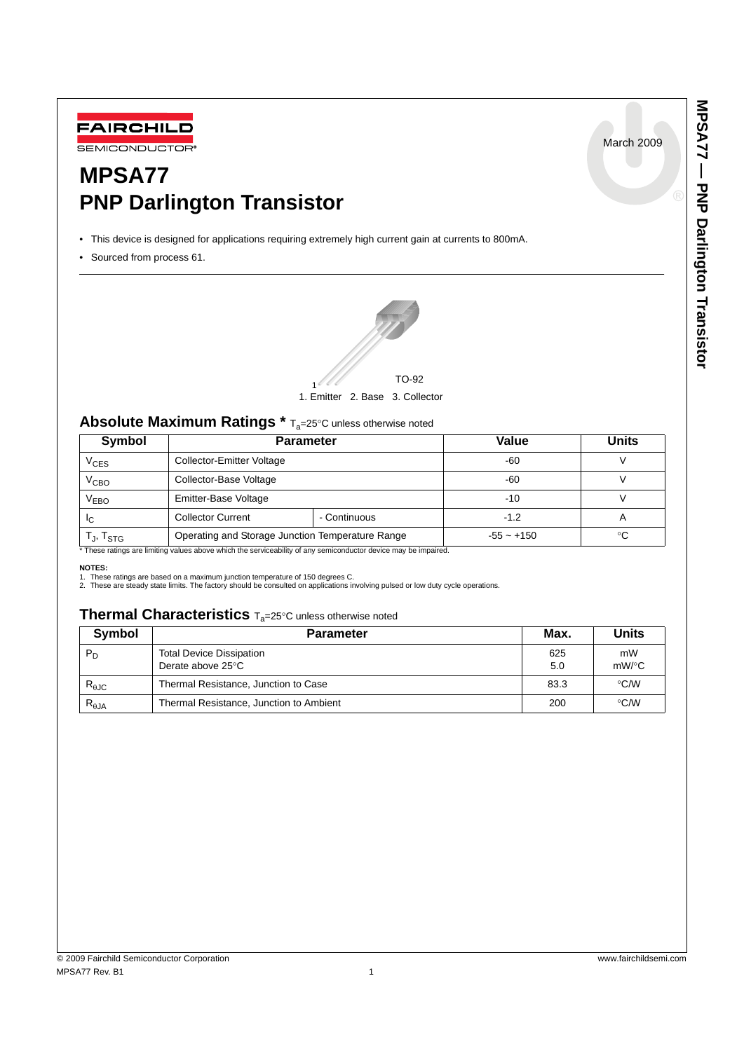# MPSA77
# PNP Darlington Transistor

March 2009

- This device is designed for applications requiring extremely high current gain at currents to 800mA.
- Sourced from process 61.

TO-92

1. Emitter 2. Base 3. Collector

## Absolute Maximum Ratings * $T_a$=25°C unless otherwise noted

| Symbol | Parameter | | Value | Units |
|---|---|---|---|---|
| $V_{CES}$ | Collector-Emitter Voltage | | -60 | V |
| $V_{CBO}$ | Collector-Base Voltage | | -60 | V |
| $V_{EBO}$ | Emitter-Base Voltage | | -10 | V |
| $I_C$ | Collector Current | - Continuous | -1.2 | A |
| $T_J$, $T_{STG}$ | Operating and Storage Junction Temperature Range | | -55 ~ +150 | °C |

* These ratings are limiting values above which the serviceability of any semiconductor device may be impaired.

**NOTES:**

1. These ratings are based on a maximum junction temperature of 150 degrees C.
2. These are steady state limits. The factory should be consulted on applications involving pulsed or low duty cycle operations.

## Thermal Characteristics $T_a$=25°C unless otherwise noted

| Symbol | Parameter | Max. | Units |
|---|---|---|---|
| $P_D$ | Total Device Dissipation<br>Derate above 25°C | 625<br>5.0 | mW<br>mW/°C |
| $R_{\theta JC}$ | Thermal Resistance, Junction to Case | 83.3 | °C/W |
| $R_{\theta JA}$ | Thermal Resistance, Junction to Ambient | 200 | °C/W |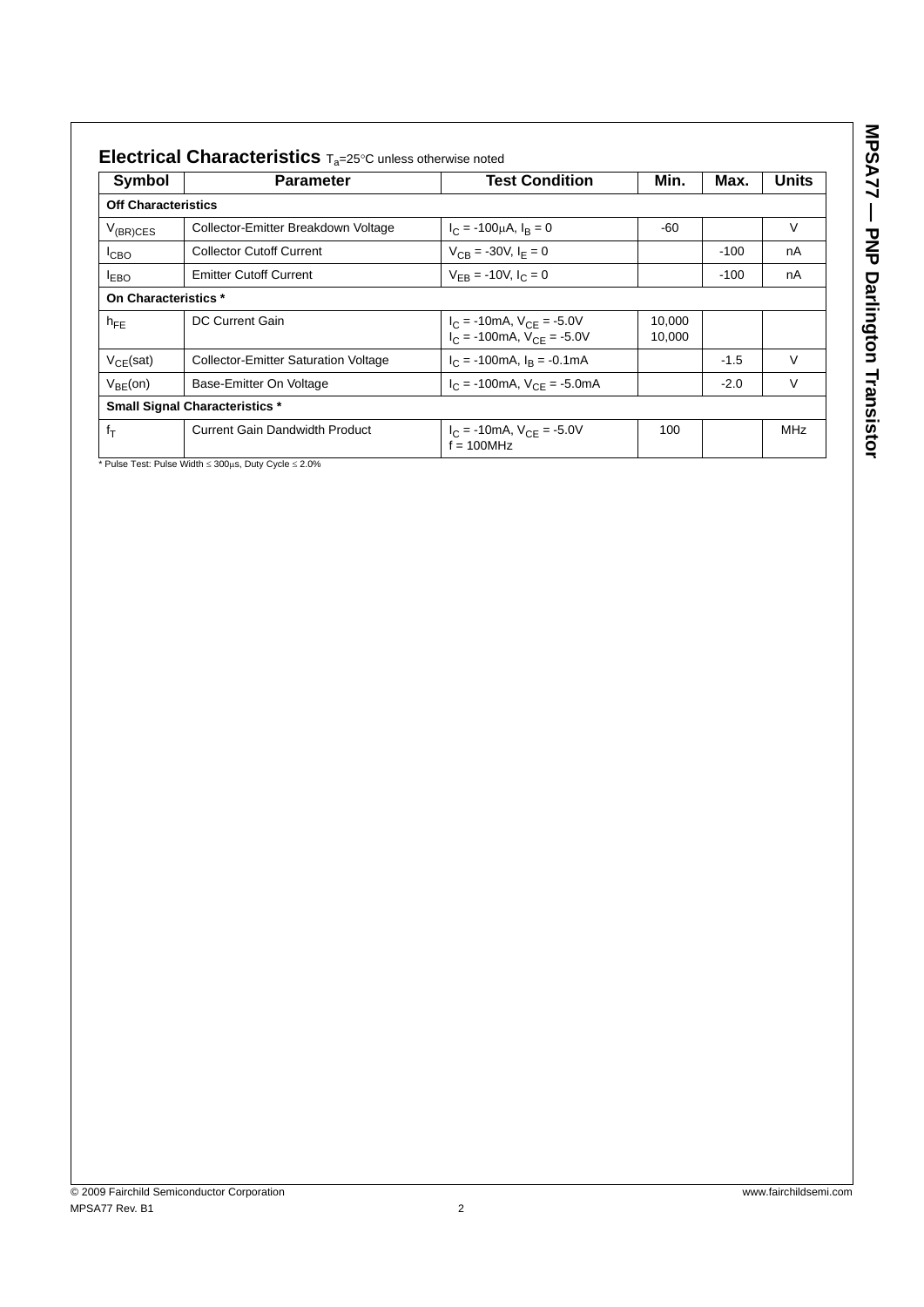## Electrical Characteristics $T_a$=25°C unless otherwise noted

| Symbol | Parameter | Test Condition | Min. | Max. | Units |
|---|---|---|---|---|---|
| **Off Characteristics** | | | | | |
| $V_{(BR)CES}$ | Collector-Emitter Breakdown Voltage | $I_C$ = -100μA, $I_B$ = 0 | -60 | | V |
| $I_{CBO}$ | Collector Cutoff Current | $V_{CB}$ = -30V, $I_E$ = 0 | | -100 | nA |
| $I_{EBO}$ | Emitter Cutoff Current | $V_{EB}$ = -10V, $I_C$ = 0 | | -100 | nA |
| **On Characteristics *** | | | | | |
| $h_{FE}$ | DC Current Gain | $I_C$ = -10mA, $V_{CE}$ = -5.0V<br>$I_C$ = -100mA, $V_{CE}$ = -5.0V | 10,000<br>10,000 | | |
| $V_{CE}$(sat) | Collector-Emitter Saturation Voltage | $I_C$ = -100mA, $I_B$ = -0.1mA | | -1.5 | V |
| $V_{BE}$(on) | Base-Emitter On Voltage | $I_C$ = -100mA, $V_{CE}$ = -5.0mA | | -2.0 | V |
| **Small Signal Characteristics *** | | | | | |
| $f_T$ | Current Gain Dandwidth Product | $I_C$ = -10mA, $V_{CE}$ = -5.0V<br>f = 100MHz | 100 | | MHz |

* Pulse Test: Pulse Width ≤ 300μs, Duty Cycle ≤ 2.0%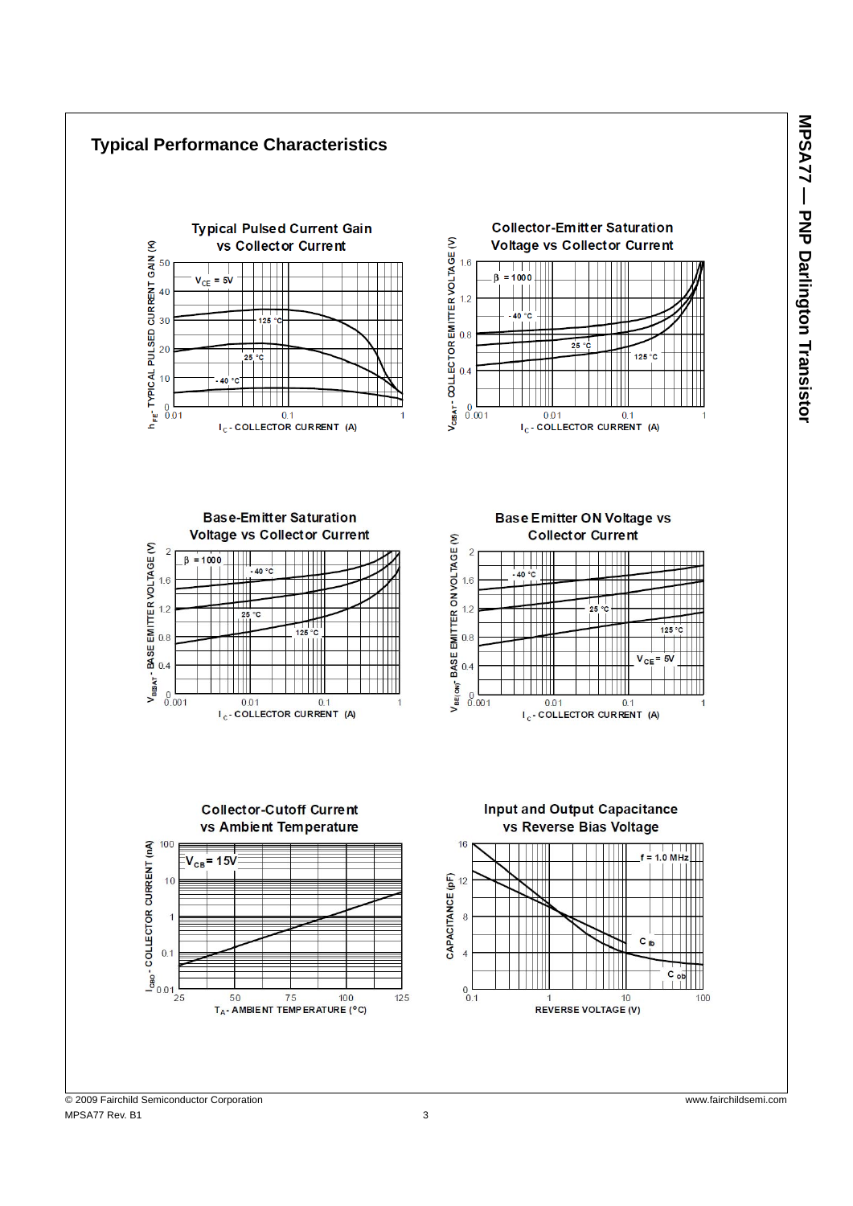# Typical Performance Characteristics

**Typical Pulsed Current Gain vs Collector Current**

$h_{FE}$ - TYPICAL PULSED CURRENT GAIN (K)

$V_{CE}$ = 5V

125 °C, 25 °C, - 40 °C

$I_C$ - COLLECTOR CURRENT (A)

**Collector-Emitter Saturation Voltage vs Collector Current**

$V_{CESAT}$ - COLLECTOR EMITTER VOLTAGE (V)

β = 1000

- 40 °C, 25 °C, 125 °C

$I_C$ - COLLECTOR CURRENT (A)

**Base-Emitter Saturation Voltage vs Collector Current**

$V_{BESAT}$ - BASE EMITTER VOLTAGE (V)

β = 1000

- 40 °C, 25 °C, 125 °C

$I_C$ - COLLECTOR CURRENT (A)

**Base Emitter ON Voltage vs Collector Current**

$V_{BE(ON)}$ - BASE EMITTER ON VOLTAGE (V)

- 40 °C, 25 °C, 125 °C

$V_{CE}$ = 5V

$I_C$ - COLLECTOR CURRENT (A)

**Collector-Cutoff Current vs Ambient Temperature**

$I_{CBO}$ - COLLECTOR CURRENT (nA)

$V_{CB}$ = 15V

$T_A$ - AMBIENT TEMPERATURE (°C)

**Input and Output Capacitance vs Reverse Bias Voltage**

CAPACITANCE (pF)

f = 1.0 MHz

$C_{ib}$, $C_{ob}$

REVERSE VOLTAGE (V)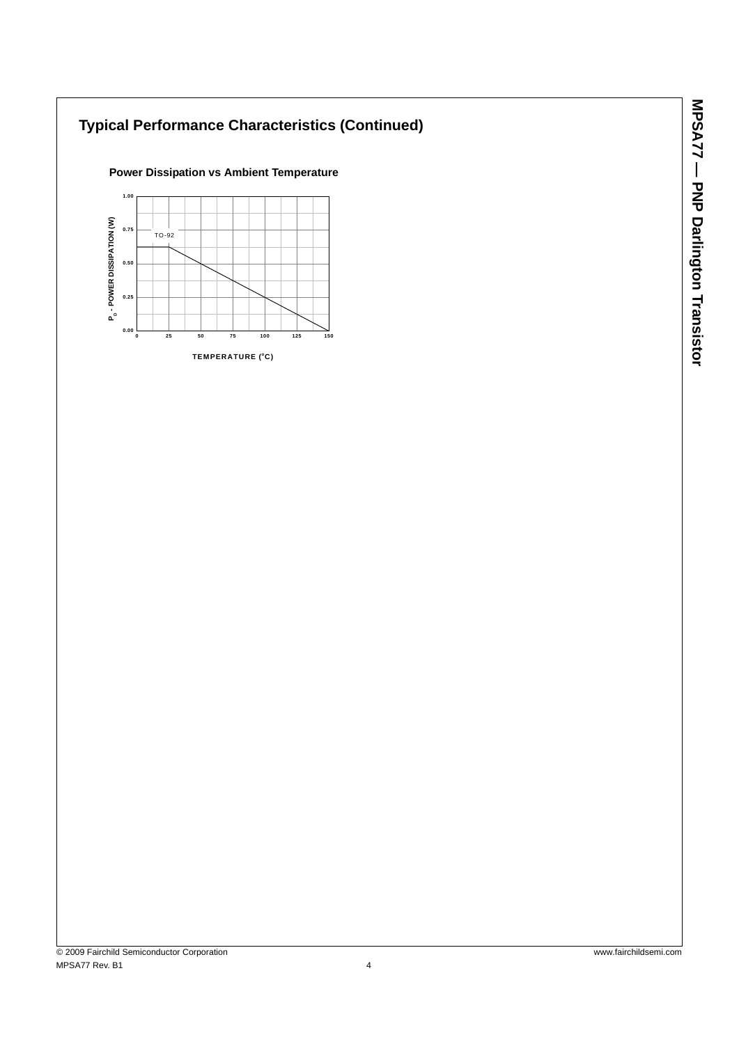## Typical Performance Characteristics (Continued)

### Power Dissipation vs Ambient Temperature

TO-92

$P_D$ - POWER DISSIPATION (W)

TEMPERATURE (°C)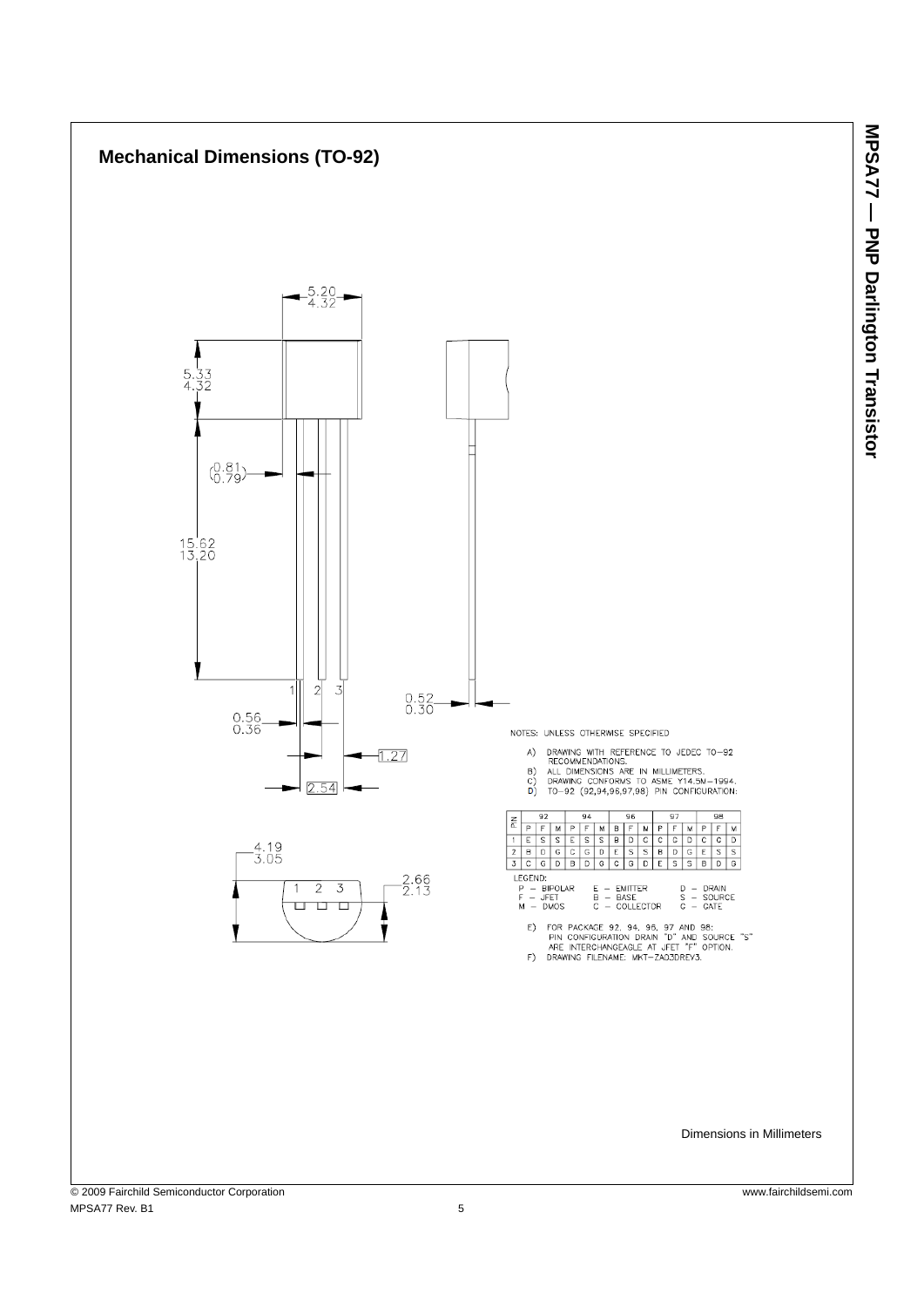## Mechanical Dimensions (TO-92)

5.20
4.32

5.33
4.32

(0.81)
(0.79)

15.62
13.20

1 2 3

0.56
0.36

1.27

2.54

0.52
0.30

4.19
3.05

2.66
2.13

1 2 3

NOTES: UNLESS OTHERMISE SPECIFIED

A) DRAWING WITH REFERENCE TO JEDEC TO-92 RECOMMENDATIONS.
B) ALL DIMENSIONS ARE IN MILLIMETERS.
C) DRAWING CONFORMS TO ASME Y14.5M-1994.
D) TO-92 (92,94,96,97,98) PIN CONFIGURATION:

| PIN | 92 | | | 94 | | | 96 | | | 97 | | | 98 | | |
|---|---|---|---|---|---|---|---|---|---|---|---|---|---|---|---|
| | P | F | M | P | F | M | B | F | M | P | F | M | P | F | M |
| 1 | E | S | S | E | S | S | B | D | C | C | C | D | C | C | D |
| 2 | B | D | G | C | G | D | E | S | S | B | D | G | E | S | S |
| 3 | C | G | D | B | D | G | C | G | D | E | S | S | B | D | G |

LEGEND:

P - BIPOLAR   E - EMITTER   D - DRAIN
F - JFET   B - BASE   S - SOURCE
M - DMOS   C - COLLECTOR   G - GATE

E) FOR PACKAGE 92, 94, 96, 97 AND 98: PIN CONFIGURATION DRAIN "D" AND SOURCE "S" ARE INTERCHANGEAGLE AT JFET "F" OPTION.
F) DRAWING FILENAME: MKT-ZA03DREV3.

Dimensions in Millimeters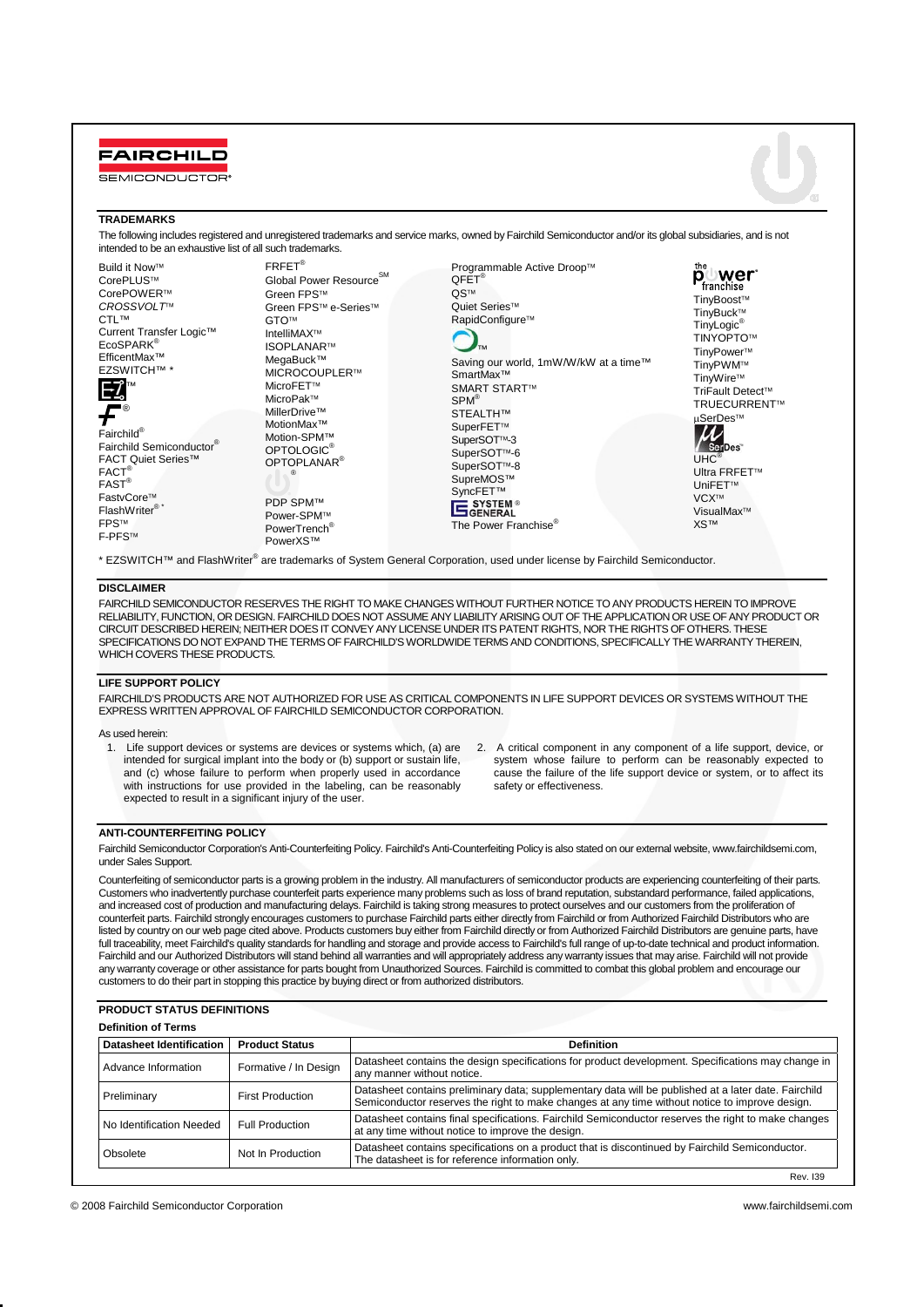## TRADEMARKS

The following includes registered and unregistered trademarks and service marks, owned by Fairchild Semiconductor and/or its global subsidiaries, and is not intended to be an exhaustive list of all such trademarks.

Build it Now™
CorePLUS™
CorePOWER™
*CROSSVOLT*™
CTL™
Current Transfer Logic™
EcoSPARK®
EfficentMax™
EZSWITCH™ *
™
®
Fairchild®
Fairchild Semiconductor®
FACT Quiet Series™
FACT®
FAST®
FastvCore™
FlashWriter® *
FPS™
F-PFS™
FRFET®
Global Power Resource℠
Green FPS™
Green FPS™ e-Series™
GTO™
IntelliMAX™
ISOPLANAR™
MegaBuck™
MICROCOUPLER™
MicroFET™
MicroPak™
MillerDrive™
MotionMax™
Motion-SPM™
OPTOLOGIC®
OPTOPLANAR®
®
PDP SPM™
Power-SPM™
PowerTrench®
PowerXS™
Programmable Active Droop™
QFET®
QS™
Quiet Series™
RapidConfigure™
™
Saving our world, 1mW/W/kW at a time™
SmartMax™
SMART START™
SPM®
STEALTH™
SuperFET™
SuperSOT™-3
SuperSOT™-6
SuperSOT™-8
SupreMOS™
SyncFET™
SYSTEM GENERAL®
The Power Franchise®
the power franchise®
TinyBoost™
TinyBuck™
TinyLogic®
TINYOPTO™
TinyPower™
TinyPWM™
TinyWire™
TriFault Detect™
TRUECURRENT™
µSerDes™
SerDes™
UHC®
Ultra FRFET™
UniFET™
VCX™
VisualMax™
XS™

* EZSWITCH™ and FlashWriter® are trademarks of System General Corporation, used under license by Fairchild Semiconductor.

## DISCLAIMER

FAIRCHILD SEMICONDUCTOR RESERVES THE RIGHT TO MAKE CHANGES WITHOUT FURTHER NOTICE TO ANY PRODUCTS HEREIN TO IMPROVE RELIABILITY, FUNCTION, OR DESIGN. FAIRCHILD DOES NOT ASSUME ANY LIABILITY ARISING OUT OF THE APPLICATION OR USE OF ANY PRODUCT OR CIRCUIT DESCRIBED HEREIN; NEITHER DOES IT CONVEY ANY LICENSE UNDER ITS PATENT RIGHTS, NOR THE RIGHTS OF OTHERS. THESE SPECIFICATIONS DO NOT EXPAND THE TERMS OF FAIRCHILD'S WORLDWIDE TERMS AND CONDITIONS, SPECIFICALLY THE WARRANTY THEREIN, WHICH COVERS THESE PRODUCTS.

## LIFE SUPPORT POLICY

FAIRCHILD'S PRODUCTS ARE NOT AUTHORIZED FOR USE AS CRITICAL COMPONENTS IN LIFE SUPPORT DEVICES OR SYSTEMS WITHOUT THE EXPRESS WRITTEN APPROVAL OF FAIRCHILD SEMICONDUCTOR CORPORATION.

As used herein:

1. Life support devices or systems are devices or systems which, (a) are intended for surgical implant into the body or (b) support or sustain life, and (c) whose failure to perform when properly used in accordance with instructions for use provided in the labeling, can be reasonably expected to result in a significant injury of the user.
2. A critical component in any component of a life support, device, or system whose failure to perform can be reasonably expected to cause the failure of the life support device or system, or to affect its safety or effectiveness.

## ANTI-COUNTERFEITING POLICY

Fairchild Semiconductor Corporation's Anti-Counterfeiting Policy. Fairchild's Anti-Counterfeiting Policy is also stated on our external website, www.fairchildsemi.com, under Sales Support.

Counterfeiting of semiconductor parts is a growing problem in the industry. All manufacturers of semiconductor products are experiencing counterfeiting of their parts. Customers who inadvertently purchase counterfeit parts experience many problems such as loss of brand reputation, substandard performance, failed applications, and increased cost of production and manufacturing delays. Fairchild is taking strong measures to protect ourselves and our customers from the proliferation of counterfeit parts. Fairchild strongly encourages customers to purchase Fairchild parts either directly from Fairchild or from Authorized Fairchild Distributors who are listed by country on our web page cited above. Products customers buy either from Fairchild directly or from Authorized Fairchild Distributors are genuine parts, have full traceability, meet Fairchild's quality standards for handling and storage and provide access to Fairchild's full range of up-to-date technical and product information. Fairchild and our Authorized Distributors will stand behind all warranties and will appropriately address any warranty issues that may arise. Fairchild will not provide any warranty coverage or other assistance for parts bought from Unauthorized Sources. Fairchild is committed to combat this global problem and encourage our customers to do their part in stopping this practice by buying direct or from authorized distributors.

## PRODUCT STATUS DEFINITIONS

**Definition of Terms**

| Datasheet Identification | Product Status | Definition |
|---|---|---|
| Advance Information | Formative / In Design | Datasheet contains the design specifications for product development. Specifications may change in any manner without notice. |
| Preliminary | First Production | Datasheet contains preliminary data; supplementary data will be published at a later date. Fairchild Semiconductor reserves the right to make changes at any time without notice to improve design. |
| No Identification Needed | Full Production | Datasheet contains final specifications. Fairchild Semiconductor reserves the right to make changes at any time without notice to improve the design. |
| Obsolete | Not In Production | Datasheet contains specifications on a product that is discontinued by Fairchild Semiconductor. The datasheet is for reference information only. |

Rev. I39